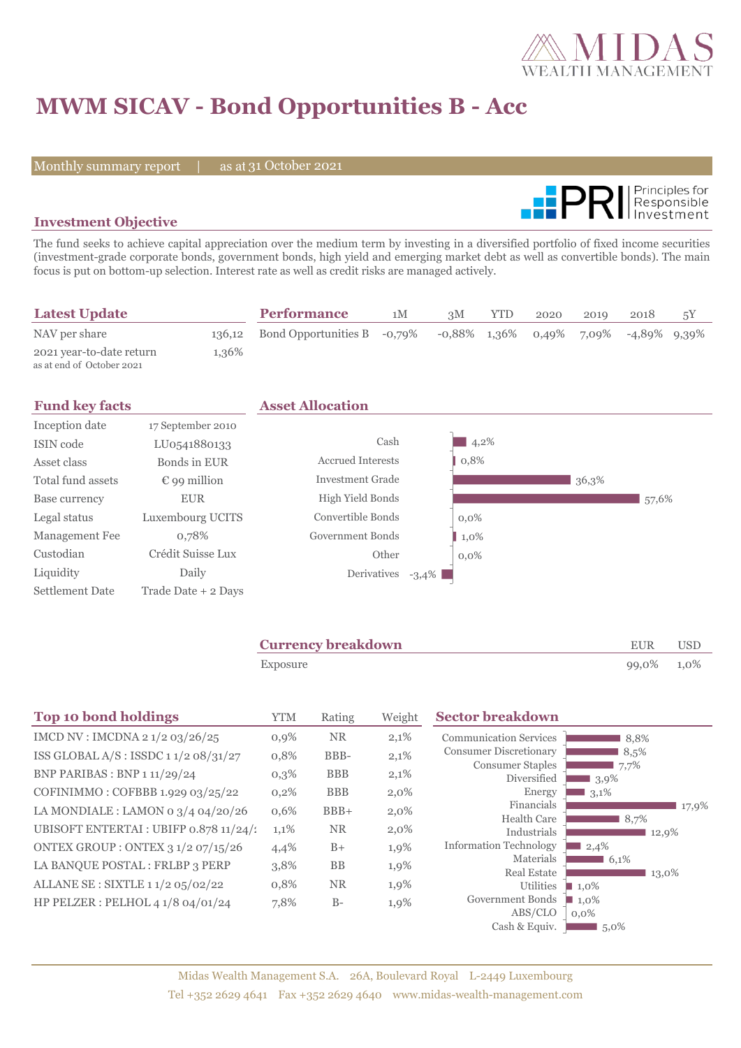# MWM SICAV - Bond Opportunities B - Acc

Monthly summary report | as at 31 October 2021

## Investment Objective

The fund seeks to achieve capital appreciation over the medium term by investing in a diversified portfolio of fixed income securities (investment-grade corporate bonds, government bonds, high yield and emerging market debt as well as convertible bonds). The main focus is put on bottom-up selection. Interest rate as well as credit risks are managed actively.

## Latest Update

| | |
|---|---|
| NAV per share | 136,12 |
| 2021 year-to-date return (as at end of October 2021) | 1,36% |

## Performance

| Performance | 1M | 3M | YTD | 2020 | 2019 | 2018 | 5Y |
|---|---|---|---|---|---|---|---|
| Bond Opportunities B | -0,79% | -0,88% | 1,36% | 0,49% | 7,09% | -4,89% | 9,39% |

## Fund key facts

| | |
|---|---|
| Inception date | 17 September 2010 |
| ISIN code | LU0541880133 |
| Asset class | Bonds in EUR |
| Total fund assets | € 99 million |
| Base currency | EUR |
| Legal status | Luxembourg UCITS |
| Management Fee | 0,78% |
| Custodian | Crédit Suisse Lux |
| Liquidity | Daily |
| Settlement Date | Trade Date + 2 Days |

## Asset Allocation

| Asset | Weight |
|---|---|
| Cash | 4,2% |
| Accrued Interests | 0,8% |
| Investment Grade | 36,3% |
| High Yield Bonds | 57,6% |
| Convertible Bonds | 0,0% |
| Government Bonds | 1,0% |
| Other | 0,0% |
| Derivatives | -3,4% |

## Currency breakdown

| | EUR | USD |
|---|---|---|
| Exposure | 99,0% | 1,0% |

## Top 10 bond holdings

| Top 10 bond holdings | YTM | Rating | Weight |
|---|---|---|---|
| IMCD NV : IMCDNA 2 1/2 03/26/25 | 0,9% | NR | 2,1% |
| ISS GLOBAL A/S : ISSDC 1 1/2 08/31/27 | 0,8% | BBB- | 2,1% |
| BNP PARIBAS : BNP 1 11/29/24 | 0,3% | BBB | 2,1% |
| COFINIMMO : COFBBB 1.929 03/25/22 | 0,2% | BBB | 2,0% |
| LA MONDIALE : LAMON 0 3/4 04/20/26 | 0,6% | BBB+ | 2,0% |
| UBISOFT ENTERTAI : UBIFP 0.878 11/24/2 | 1,1% | NR | 2,0% |
| ONTEX GROUP : ONTEX 3 1/2 07/15/26 | 4,4% | B+ | 1,9% |
| LA BANQUE POSTAL : FRLBP 3 PERP | 3,8% | BB | 1,9% |
| ALLANE SE : SIXTLE 1 1/2 05/02/22 | 0,8% | NR | 1,9% |
| HP PELZER : PELHOL 4 1/8 04/01/24 | 7,8% | B- | 1,9% |

## Sector breakdown

| Sector | Weight |
|---|---|
| Communication Services | 8,8% |
| Consumer Discretionary | 8,5% |
| Consumer Staples | 7,7% |
| Diversified | 3,9% |
| Energy | 3,1% |
| Financials | 17,9% |
| Health Care | 8,7% |
| Industrials | 12,9% |
| Information Technology | 2,4% |
| Materials | 6,1% |
| Real Estate | 13,0% |
| Utilities | 1,0% |
| Government Bonds | 1,0% |
| ABS/CLO | 0,0% |
| Cash & Equiv. | 5,0% |

Midas Wealth Management S.A. 26A, Boulevard Royal L-2449 Luxembourg
Tel +352 2629 4641 Fax +352 2629 4640 www.midas-wealth-management.com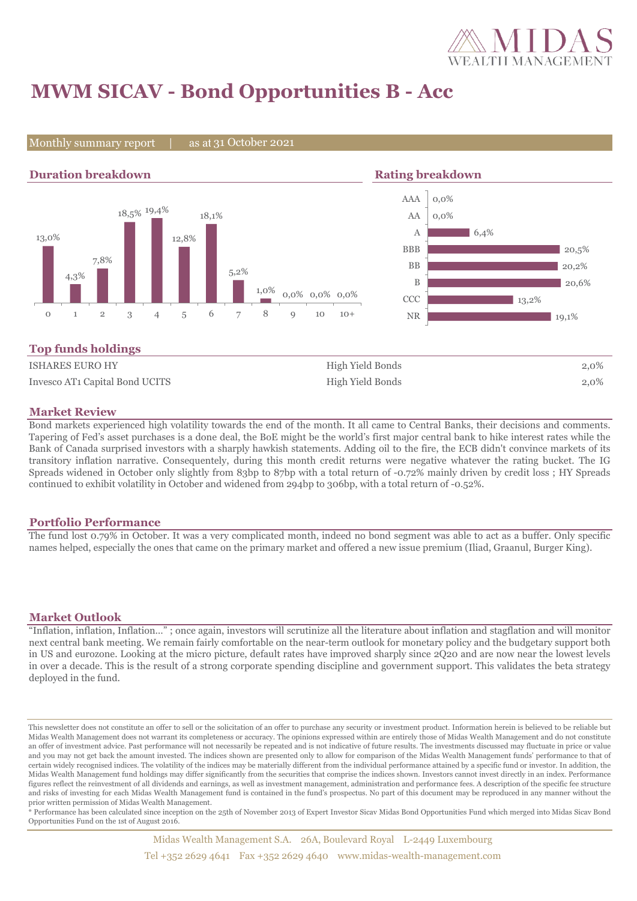# MWM SICAV - Bond Opportunities B - Acc

Monthly summary report | as at 31 October 2021

## Duration breakdown

13,0%
4,3%
7,8%
18,5%
19,4%
12,8%
18,1%
5,2%
1,0%
0,0%
0,0%
0,0%

0 1 2 3 4 5 6 7 8 9 10 10+

## Rating breakdown

AAA 0,0%
AA 0,0%
A 6,4%
BBB 20,5%
BB 20,2%
B 20,6%
CCC 13,2%
NR 19,1%

## Top funds holdings

| | | |
|---|---|---|
| ISHARES EURO HY | High Yield Bonds | 2,0% |
| Invesco AT1 Capital Bond UCITS | High Yield Bonds | 2,0% |

## Market Review

Bond markets experienced high volatility towards the end of the month. It all came to Central Banks, their decisions and comments. Tapering of Fed's asset purchases is a done deal, the BoE might be the world's first major central bank to hike interest rates while the Bank of Canada surprised investors with a sharply hawkish statements. Adding oil to the fire, the ECB didn't convince markets of its transitory inflation narrative. Consequently, during this month credit returns were negative whatever the rating bucket. The IG Spreads widened in October only slightly from 83bp to 87bp with a total return of -0.72% mainly driven by credit loss ; HY Spreads continued to exhibit volatility in October and widened from 294bp to 306bp, with a total return of -0.52%.

## Portfolio Performance

The fund lost 0.79% in October. It was a very complicated month, indeed no bond segment was able to act as a buffer. Only specific names helped, especially the ones that came on the primary market and offered a new issue premium (Iliad, Graanul, Burger King).

## Market Outlook

"Inflation, inflation, Inflation…" ; once again, investors will scrutinize all the literature about inflation and stagflation and will monitor next central bank meeting. We remain fairly comfortable on the near-term outlook for monetary policy and the budgetary support both in US and eurozone. Looking at the micro picture, default rates have improved sharply since 2Q20 and are now near the lowest levels in over a decade. This is the result of a strong corporate spending discipline and government support. This validates the beta strategy deployed in the fund.

This newsletter does not constitute an offer to sell or the solicitation of an offer to purchase any security or investment product. Information herein is believed to be reliable but Midas Wealth Management does not warrant its completeness or accuracy. The opinions expressed within are entirely those of Midas Wealth Management and do not constitute an offer of investment advice. Past performance will not necessarily be repeated and is not indicative of future results. The investments discussed may fluctuate in price or value and you may not get back the amount invested. The indices shown are presented only to allow for comparison of the Midas Wealth Management funds' performance to that of certain widely recognised indices. The volatility of the indices may be materially different from the individual performance attained by a specific fund or investor. In addition, the Midas Wealth Management fund holdings may differ significantly from the securities that comprise the indices shown. Investors cannot invest directly in an index. Performance figures reflect the reinvestment of all dividends and earnings, as well as investment management, administration and performance fees. A description of the specific fee structure and risks of investing for each Midas Wealth Management fund is contained in the fund's prospectus. No part of this document may be reproduced in any manner without the prior written permission of Midas Wealth Management.

* Performance has been calculated since inception on the 25th of November 2013 of Expert Investor Sicav Midas Bond Opportunities Fund which merged into Midas Sicav Bond Opportunities Fund on the 1st of August 2016.

Midas Wealth Management S.A. 26A, Boulevard Royal L-2449 Luxembourg
Tel +352 2629 4641 Fax +352 2629 4640 www.midas-wealth-management.com